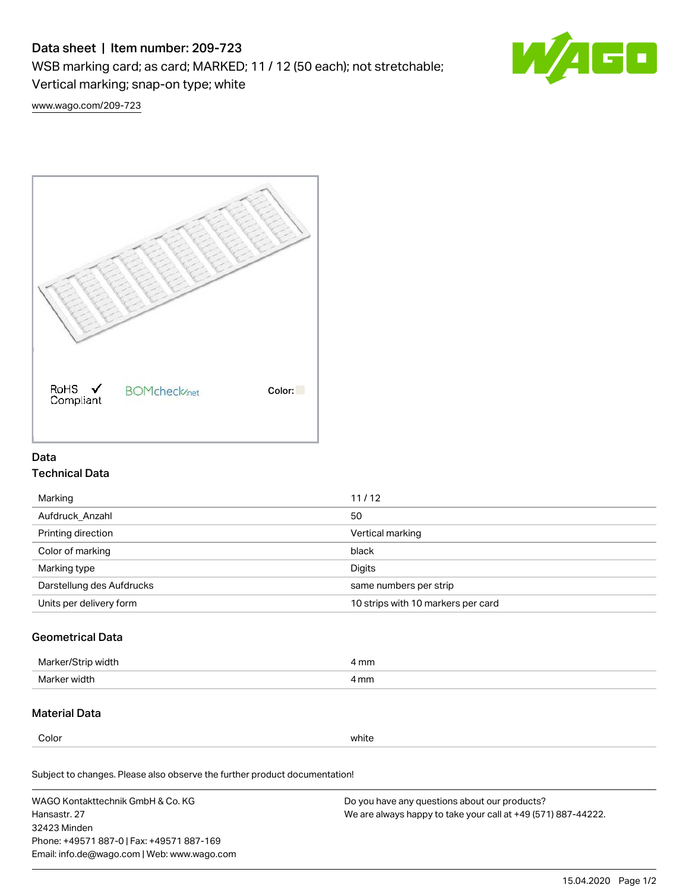# Data sheet | Item number: 209-723

WSB marking card; as card; MARKED; 11 / 12 (50 each); not stretchable; Vertical marking; snap-on type; white

www.wago.com/209-723

RoHS Compliant

BOMcheck.net

Color:

## Data

### Technical Data

| | |
|---|---|
| Marking | 11 / 12 |
| Aufdruck_Anzahl | 50 |
| Printing direction | Vertical marking |
| Color of marking | black |
| Marking type | Digits |
| Darstellung des Aufdrucks | same numbers per strip |
| Units per delivery form | 10 strips with 10 markers per card |

### Geometrical Data

| | |
|---|---|
| Marker/Strip width | 4 mm |
| Marker width | 4 mm |

### Material Data

| | |
|---|---|
| Color | white |

Subject to changes. Please also observe the further product documentation!

WAGO Kontakttechnik GmbH & Co. KG
Hansastr. 27
32423 Minden
Phone: +49571 887-0 | Fax: +49571 887-169
Email: info.de@wago.com | Web: www.wago.com

Do you have any questions about our products?
We are always happy to take your call at +49 (571) 887-44222.

15.04.2020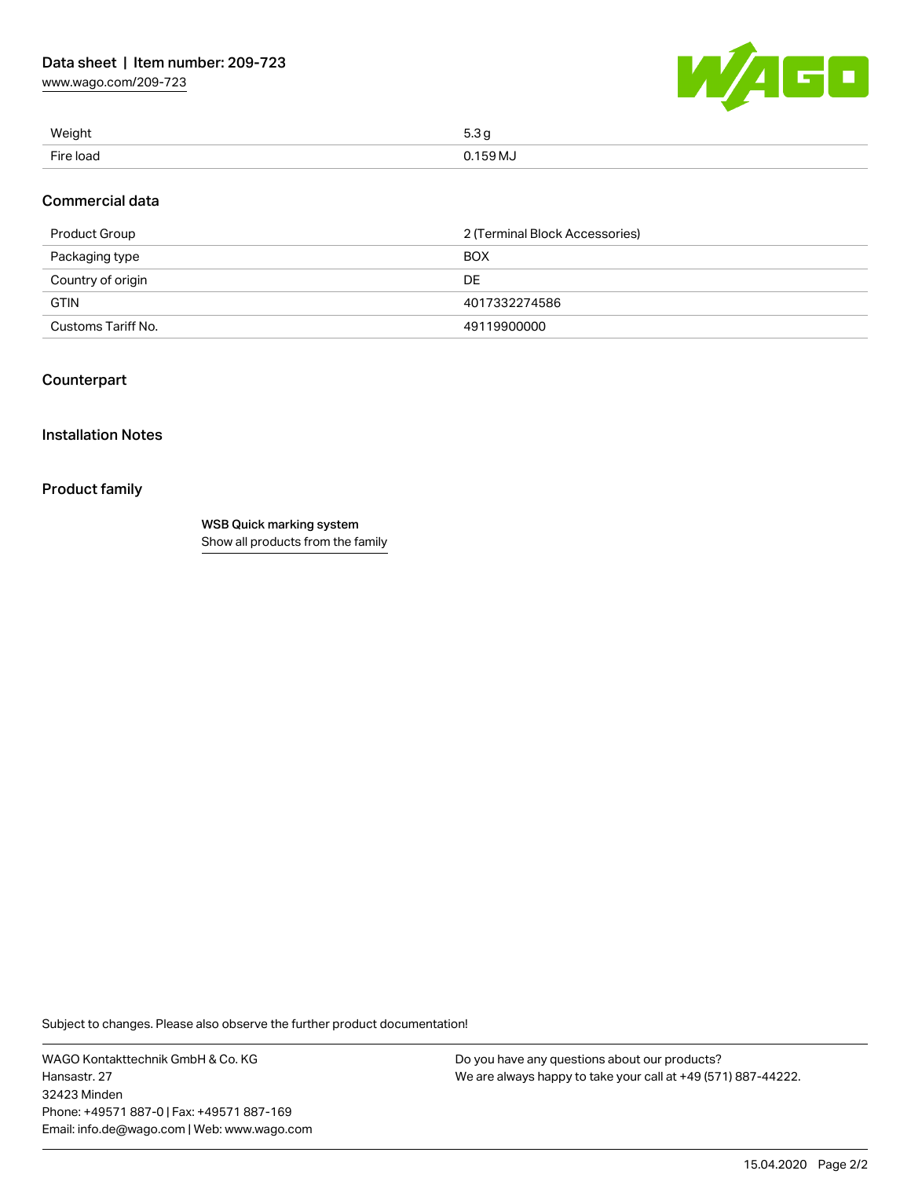| | |
|---|---|
| Weight | 5.3 g |
| Fire load | 0.159 MJ |

## Commercial data

| | |
|---|---|
| Product Group | 2 (Terminal Block Accessories) |
| Packaging type | BOX |
| Country of origin | DE |
| GTIN | 4017332274586 |
| Customs Tariff No. | 49119900000 |

## Counterpart

## Installation Notes

## Product family

WSB Quick marking system
Show all products from the family

Subject to changes. Please also observe the further product documentation!

WAGO Kontakttechnik GmbH & Co. KG
Hansastr. 27
32423 Minden
Phone: +49571 887-0 | Fax: +49571 887-169
Email: info.de@wago.com | Web: www.wago.com

Do you have any questions about our products?
We are always happy to take your call at +49 (571) 887-44222.

15.04.2020